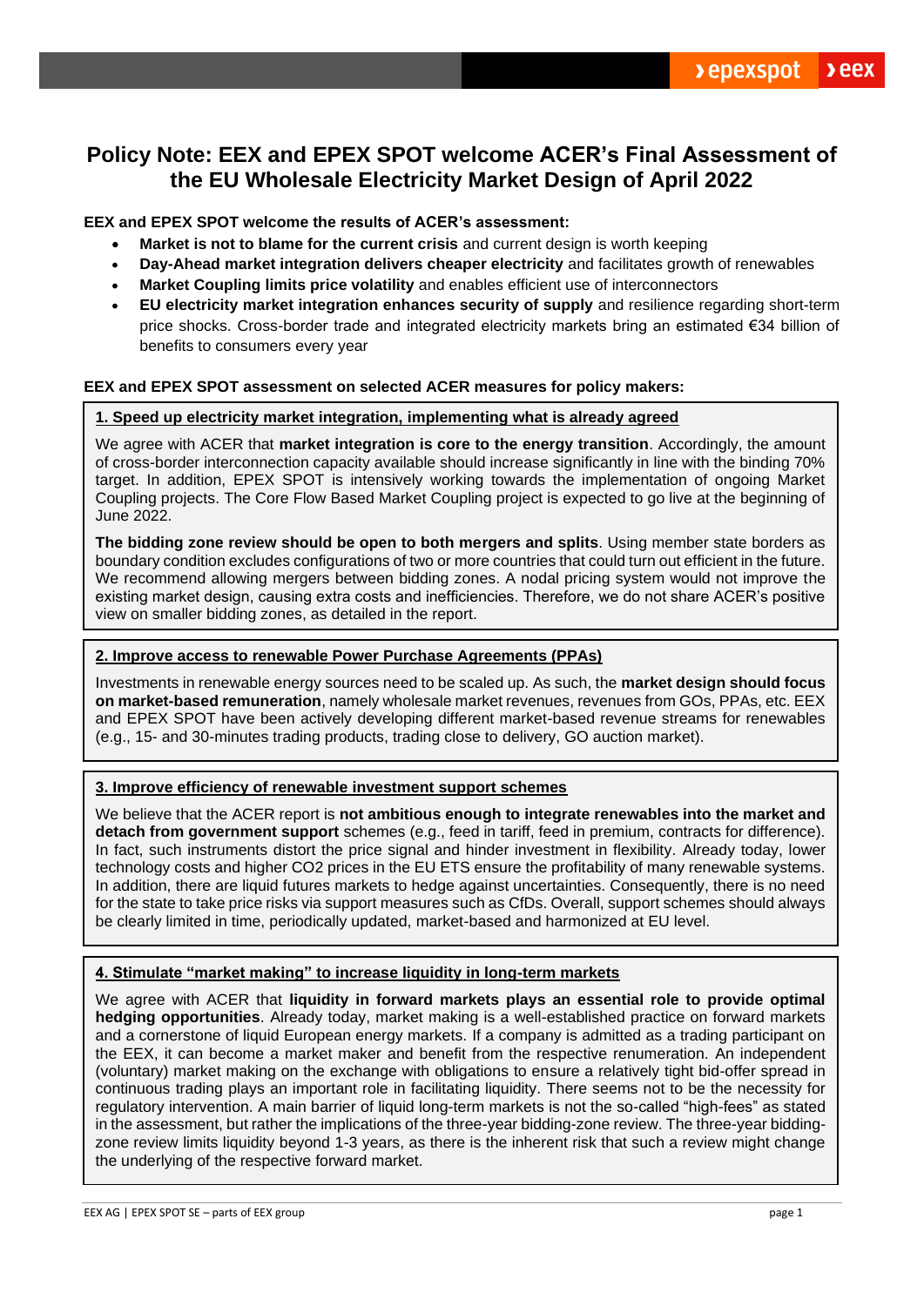# Policy Note: EEX and EPEX SPOT welcome ACER's Final Assessment of the EU Wholesale Electricity Market Design of April 2022

**EEX and EPEX SPOT welcome the results of ACER's assessment:**

- **Market is not to blame for the current crisis** and current design is worth keeping
- **Day-Ahead market integration delivers cheaper electricity** and facilitates growth of renewables
- **Market Coupling limits price volatility** and enables efficient use of interconnectors
- **EU electricity market integration enhances security of supply** and resilience regarding short-term price shocks. Cross-border trade and integrated electricity markets bring an estimated €34 billion of benefits to consumers every year

**EEX and EPEX SPOT assessment on selected ACER measures for policy makers:**

### 1. Speed up electricity market integration, implementing what is already agreed

We agree with ACER that **market integration is core to the energy transition**. Accordingly, the amount of cross-border interconnection capacity available should increase significantly in line with the binding 70% target. In addition, EPEX SPOT is intensively working towards the implementation of ongoing Market Coupling projects. The Core Flow Based Market Coupling project is expected to go live at the beginning of June 2022.

**The bidding zone review should be open to both mergers and splits**. Using member state borders as boundary condition excludes configurations of two or more countries that could turn out efficient in the future. We recommend allowing mergers between bidding zones. A nodal pricing system would not improve the existing market design, causing extra costs and inefficiencies. Therefore, we do not share ACER's positive view on smaller bidding zones, as detailed in the report.

### 2. Improve access to renewable Power Purchase Agreements (PPAs)

Investments in renewable energy sources need to be scaled up. As such, the **market design should focus on market-based remuneration**, namely wholesale market revenues, revenues from GOs, PPAs, etc. EEX and EPEX SPOT have been actively developing different market-based revenue streams for renewables (e.g., 15- and 30-minutes trading products, trading close to delivery, GO auction market).

### 3. Improve efficiency of renewable investment support schemes

We believe that the ACER report is **not ambitious enough to integrate renewables into the market and detach from government support** schemes (e.g., feed in tariff, feed in premium, contracts for difference). In fact, such instruments distort the price signal and hinder investment in flexibility. Already today, lower technology costs and higher $CO_2$ prices in the EU ETS ensure the profitability of many renewable systems. In addition, there are liquid futures markets to hedge against uncertainties. Consequently, there is no need for the state to take price risks via support measures such as CfDs. Overall, support schemes should always be clearly limited in time, periodically updated, market-based and harmonized at EU level.

### 4. Stimulate "market making" to increase liquidity in long-term markets

We agree with ACER that **liquidity in forward markets plays an essential role to provide optimal hedging opportunities**. Already today, market making is a well-established practice on forward markets and a cornerstone of liquid European energy markets. If a company is admitted as a trading participant on the EEX, it can become a market maker and benefit from the respective remuneration. An independent (voluntary) market making on the exchange with obligations to ensure a relatively tight bid-offer spread in continuous trading plays an important role in facilitating liquidity. There seems not to be the necessity for regulatory intervention. A main barrier of liquid long-term markets is not the so-called "high-fees" as stated in the assessment, but rather the implications of the three-year bidding-zone review. The three-year bidding-zone review limits liquidity beyond 1-3 years, as there is the inherent risk that such a review might change the underlying of the respective forward market.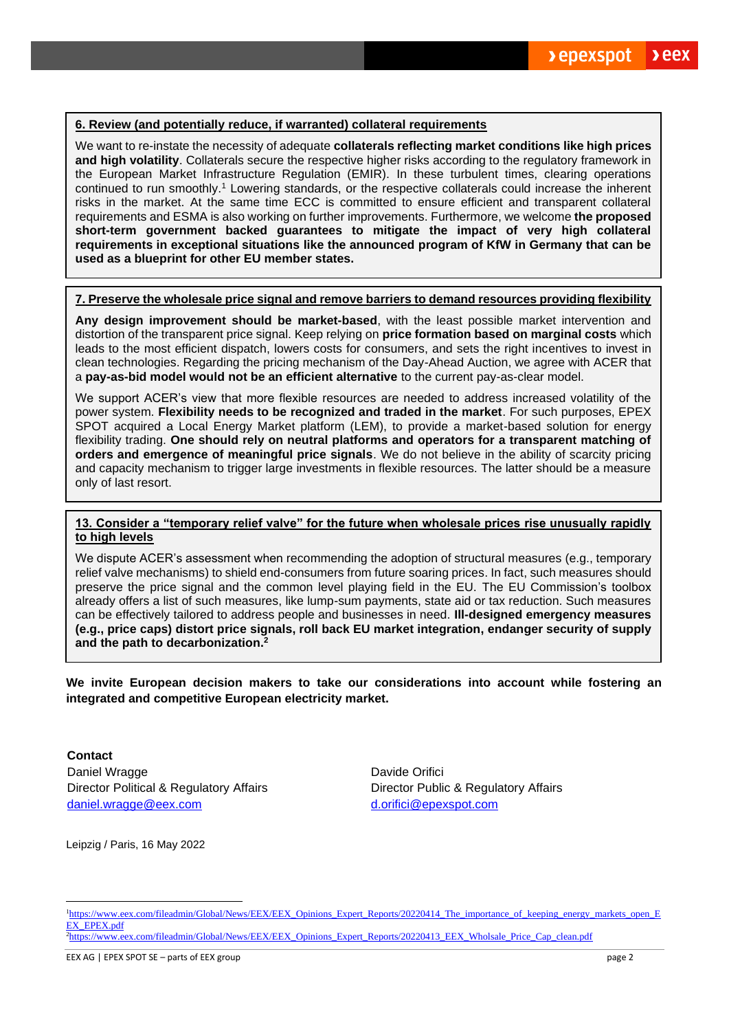**6. Review (and potentially reduce, if warranted) collateral requirements**

We want to re-instate the necessity of adequate **collaterals reflecting market conditions like high prices and high volatility**. Collaterals secure the respective higher risks according to the regulatory framework in the European Market Infrastructure Regulation (EMIR). In these turbulent times, clearing operations continued to run smoothly.[1] Lowering standards, or the respective collaterals could increase the inherent risks in the market. At the same time ECC is committed to ensure efficient and transparent collateral requirements and ESMA is also working on further improvements. Furthermore, we welcome **the proposed short-term government backed guarantees to mitigate the impact of very high collateral requirements in exceptional situations like the announced program of KfW in Germany that can be used as a blueprint for other EU member states.**

**7. Preserve the wholesale price signal and remove barriers to demand resources providing flexibility**

**Any design improvement should be market-based**, with the least possible market intervention and distortion of the transparent price signal. Keep relying on **price formation based on marginal costs** which leads to the most efficient dispatch, lowers costs for consumers, and sets the right incentives to invest in clean technologies. Regarding the pricing mechanism of the Day-Ahead Auction, we agree with ACER that a **pay-as-bid model would not be an efficient alternative** to the current pay-as-clear model.

We support ACER's view that more flexible resources are needed to address increased volatility of the power system. **Flexibility needs to be recognized and traded in the market**. For such purposes, EPEX SPOT acquired a Local Energy Market platform (LEM), to provide a market-based solution for energy flexibility trading. **One should rely on neutral platforms and operators for a transparent matching of orders and emergence of meaningful price signals**. We do not believe in the ability of scarcity pricing and capacity mechanism to trigger large investments in flexible resources. The latter should be a measure only of last resort.

**13. Consider a "temporary relief valve" for the future when wholesale prices rise unusually rapidly to high levels**

We dispute ACER's assessment when recommending the adoption of structural measures (e.g., temporary relief valve mechanisms) to shield end-consumers from future soaring prices. In fact, such measures should preserve the price signal and the common level playing field in the EU. The EU Commission's toolbox already offers a list of such measures, like lump-sum payments, state aid or tax reduction. Such measures can be effectively tailored to address people and businesses in need. **Ill-designed emergency measures (e.g., price caps) distort price signals, roll back EU market integration, endanger security of supply and the path to decarbonization.**[2]

**We invite European decision makers to take our considerations into account while fostering an integrated and competitive European electricity market.**

**Contact**

Daniel Wragge
Director Political & Regulatory Affairs
daniel.wragge@eex.com

Davide Orifici
Director Public & Regulatory Affairs
d.orifici@epexspot.com

Leipzig / Paris, 16 May 2022

[1] https://www.eex.com/fileadmin/Global/News/EEX/EEX_Opinions_Expert_Reports/20220414_The_importance_of_keeping_energy_markets_open_EEX_EPEX.pdf

[2] https://www.eex.com/fileadmin/Global/News/EEX/EEX_Opinions_Expert_Reports/20220413_EEX_Wholsale_Price_Cap_clean.pdf

EEX AG | EPEX SPOT SE – parts of EEX group